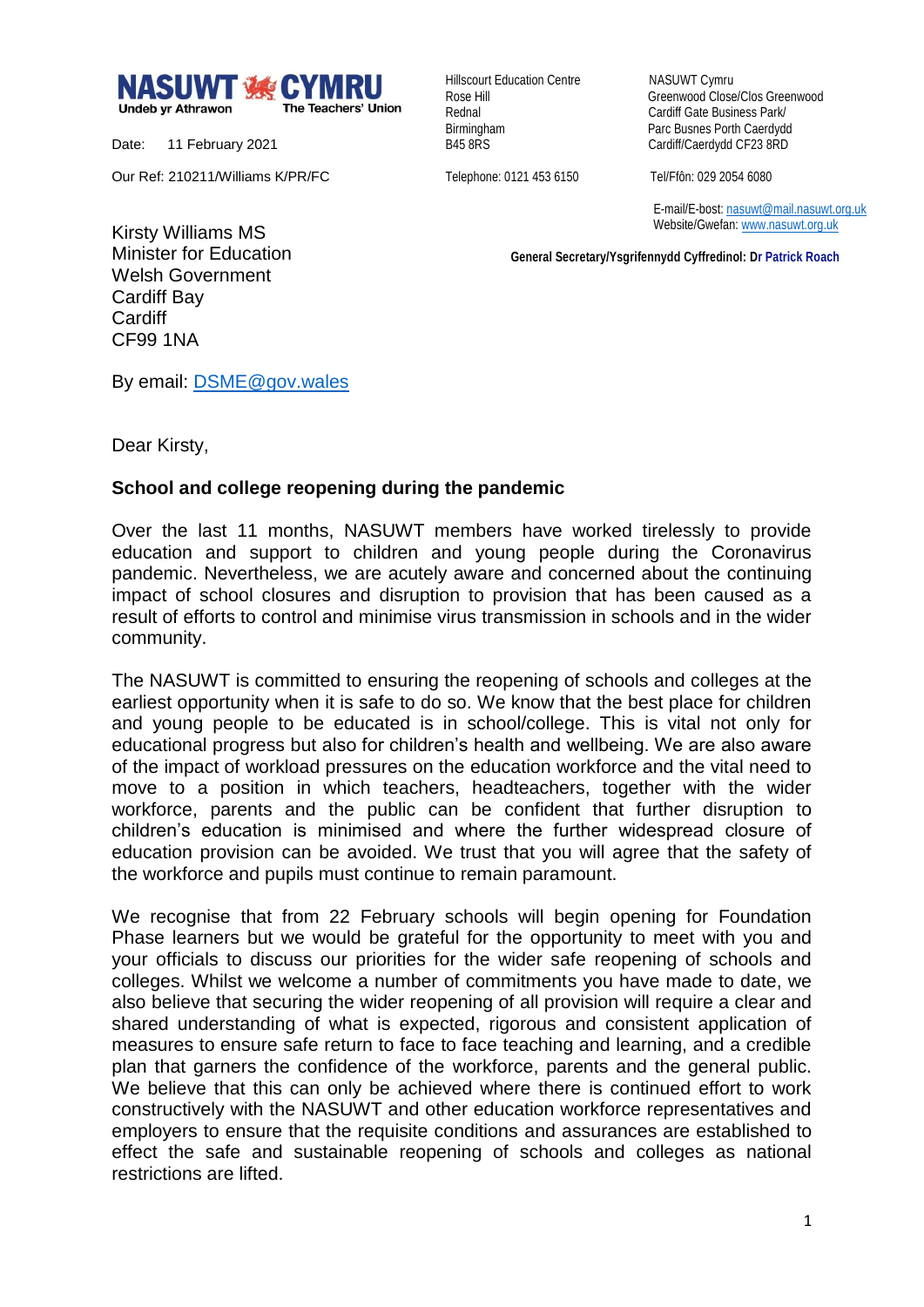**NASUWT CYMRU**
Undeb yr Athrawon — The Teachers' Union

Hillscourt Education Centre
Rose Hill
Rednal
Birmingham
B45 8RS

Telephone: 0121 453 6150

NASUWT Cymru
Greenwood Close/Clos Greenwood
Cardiff Gate Business Park/
Parc Busnes Porth Caerdydd
Cardiff/Caerdydd CF23 8RD

Tel/Ffôn: 029 2054 6080

E-mail/E-bost: nasuwt@mail.nasuwt.org.uk
Website/Gwefan: www.nasuwt.org.uk

**General Secretary/Ysgrifennydd Cyffredinol: Dr Patrick Roach**

Date: 11 February 2021

Our Ref: 210211/Williams K/PR/FC

Kirsty Williams MS
Minister for Education
Welsh Government
Cardiff Bay
Cardiff
CF99 1NA

By email: DSME@gov.wales

Dear Kirsty,

**School and college reopening during the pandemic**

Over the last 11 months, NASUWT members have worked tirelessly to provide education and support to children and young people during the Coronavirus pandemic. Nevertheless, we are acutely aware and concerned about the continuing impact of school closures and disruption to provision that has been caused as a result of efforts to control and minimise virus transmission in schools and in the wider community.

The NASUWT is committed to ensuring the reopening of schools and colleges at the earliest opportunity when it is safe to do so. We know that the best place for children and young people to be educated is in school/college. This is vital not only for educational progress but also for children's health and wellbeing. We are also aware of the impact of workload pressures on the education workforce and the vital need to move to a position in which teachers, headteachers, together with the wider workforce, parents and the public can be confident that further disruption to children's education is minimised and where the further widespread closure of education provision can be avoided. We trust that you will agree that the safety of the workforce and pupils must continue to remain paramount.

We recognise that from 22 February schools will begin opening for Foundation Phase learners but we would be grateful for the opportunity to meet with you and your officials to discuss our priorities for the wider safe reopening of schools and colleges. Whilst we welcome a number of commitments you have made to date, we also believe that securing the wider reopening of all provision will require a clear and shared understanding of what is expected, rigorous and consistent application of measures to ensure safe return to face to face teaching and learning, and a credible plan that garners the confidence of the workforce, parents and the general public. We believe that this can only be achieved where there is continued effort to work constructively with the NASUWT and other education workforce representatives and employers to ensure that the requisite conditions and assurances are established to effect the safe and sustainable reopening of schools and colleges as national restrictions are lifted.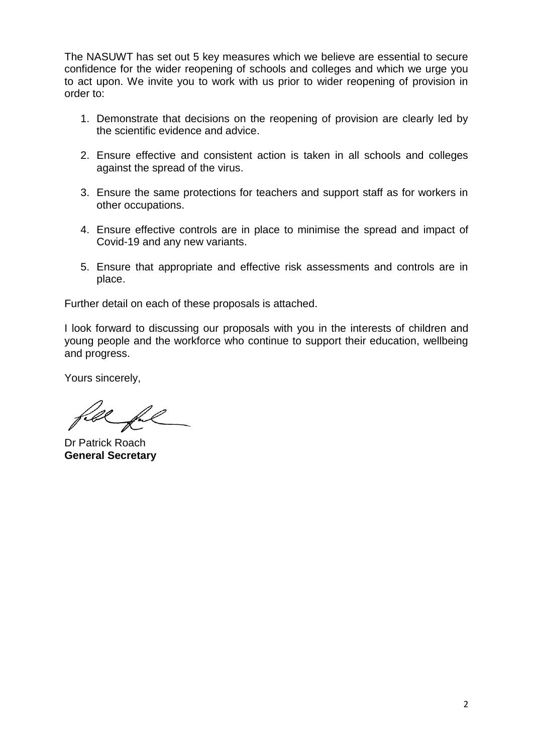The NASUWT has set out 5 key measures which we believe are essential to secure confidence for the wider reopening of schools and colleges and which we urge you to act upon. We invite you to work with us prior to wider reopening of provision in order to:

1. Demonstrate that decisions on the reopening of provision are clearly led by the scientific evidence and advice.

2. Ensure effective and consistent action is taken in all schools and colleges against the spread of the virus.

3. Ensure the same protections for teachers and support staff as for workers in other occupations.

4. Ensure effective controls are in place to minimise the spread and impact of Covid-19 and any new variants.

5. Ensure that appropriate and effective risk assessments and controls are in place.

Further detail on each of these proposals is attached.

I look forward to discussing our proposals with you in the interests of children and young people and the workforce who continue to support their education, wellbeing and progress.

Yours sincerely,

Dr Patrick Roach
**General Secretary**